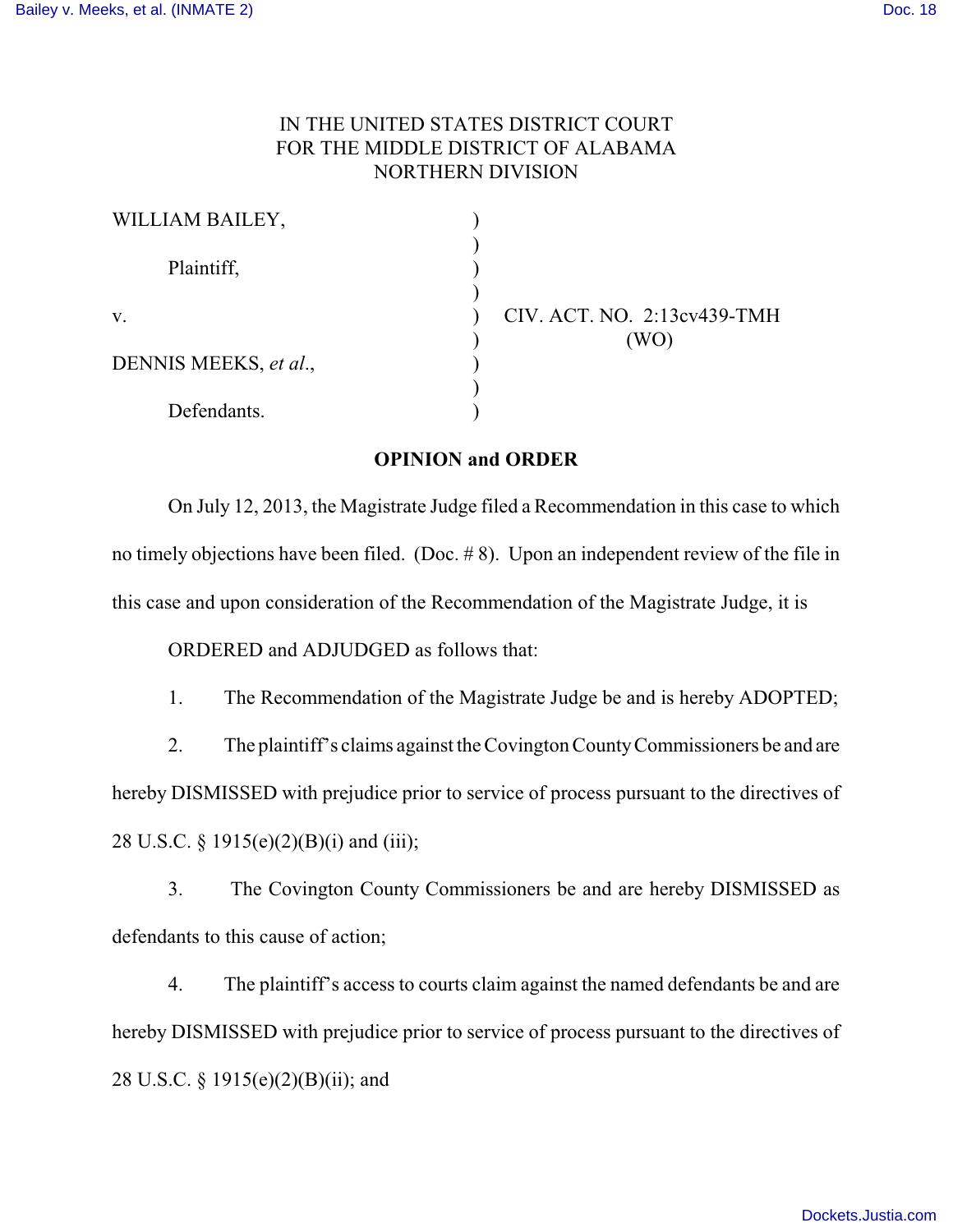IN THE UNITED STATES DISTRICT COURT
FOR THE MIDDLE DISTRICT OF ALABAMA
NORTHERN DIVISION

| | | |
|---|---|---|
| WILLIAM BAILEY, | ) | |
| | ) | |
| Plaintiff, | ) | |
| | ) | |
| v. | ) | CIV. ACT. NO. 2:13cv439-TMH |
| | ) | (WO) |
| DENNIS MEEKS, *et al.*, | ) | |
| | ) | |
| Defendants. | ) | |

**OPINION and ORDER**

On July 12, 2013, the Magistrate Judge filed a Recommendation in this case to which no timely objections have been filed. (Doc. # 8). Upon an independent review of the file in this case and upon consideration of the Recommendation of the Magistrate Judge, it is

ORDERED and ADJUDGED as follows that:

1. The Recommendation of the Magistrate Judge be and is hereby ADOPTED;

2. The plaintiff's claims against the Covington County Commissioners be and are hereby DISMISSED with prejudice prior to service of process pursuant to the directives of 28 U.S.C. § 1915(e)(2)(B)(i) and (iii);

3. The Covington County Commissioners be and are hereby DISMISSED as defendants to this cause of action;

4. The plaintiff's access to courts claim against the named defendants be and are hereby DISMISSED with prejudice prior to service of process pursuant to the directives of 28 U.S.C. § 1915(e)(2)(B)(ii); and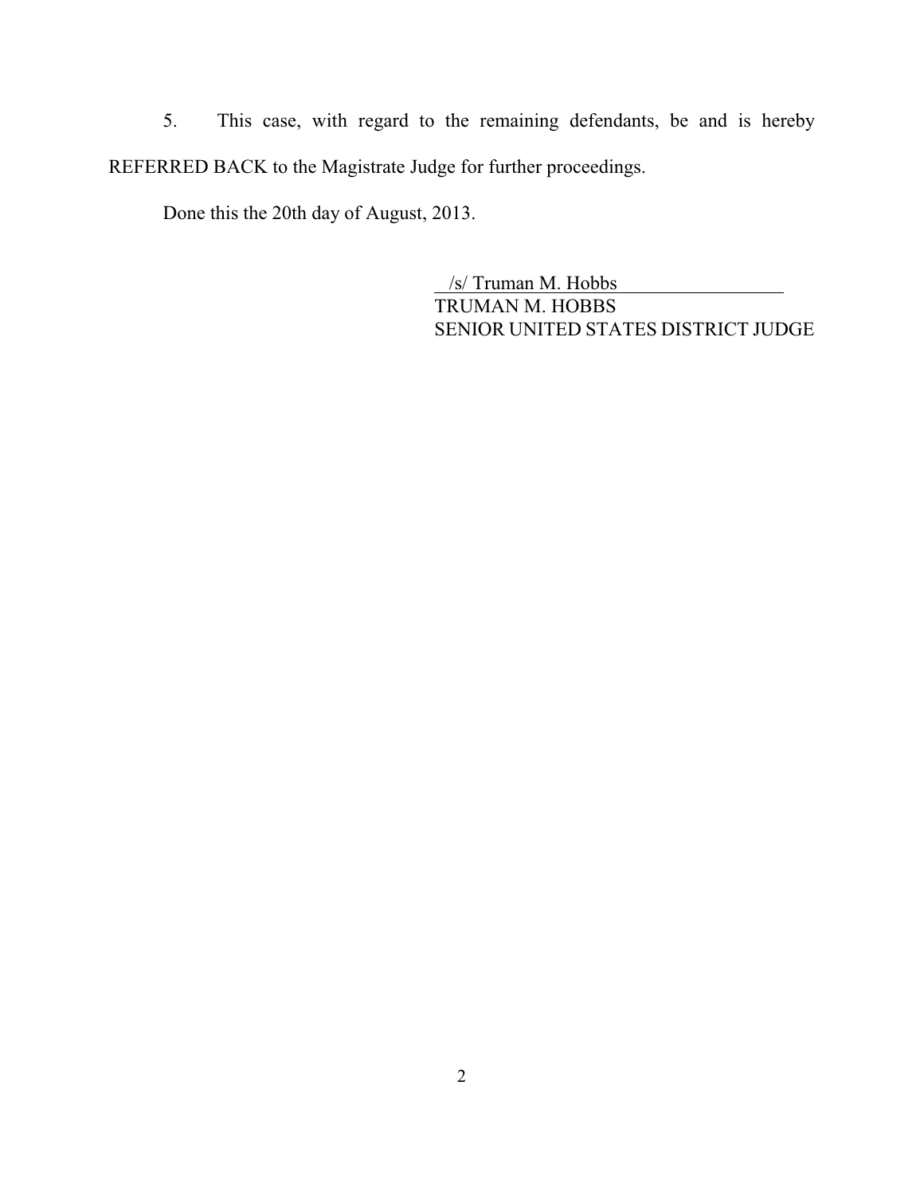5. This case, with regard to the remaining defendants, be and is hereby REFERRED BACK to the Magistrate Judge for further proceedings.

Done this the 20th day of August, 2013.

/s/ Truman M. Hobbs
TRUMAN M. HOBBS
SENIOR UNITED STATES DISTRICT JUDGE